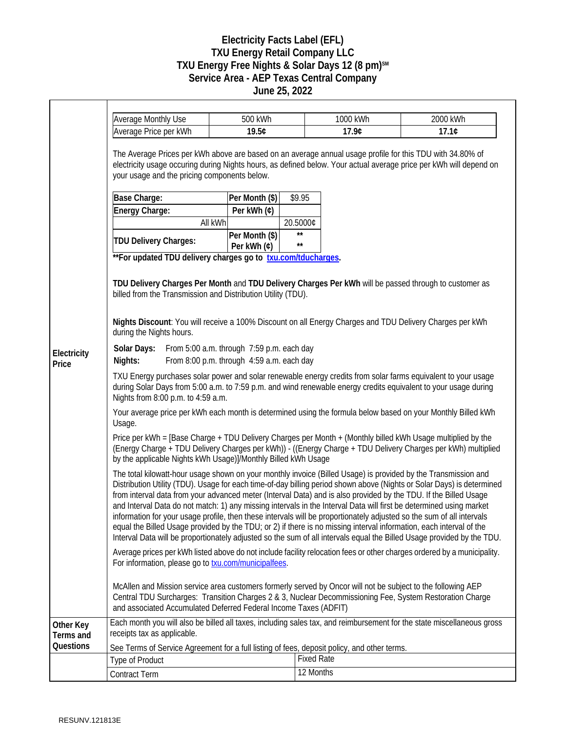# Electricity Facts Label (EFL)
## TXU Energy Retail Company LLC
## TXU Energy Free Nights & Solar Days 12 (8 pm)SM
## Service Area - AEP Texas Central Company
## June 25, 2022

### Electricity Price

| Average Monthly Use | 500 kWh | 1000 kWh | 2000 kWh |
|---|---|---|---|
| Average Price per kWh | **19.5¢** | **17.9¢** | **17.1¢** |

The Average Prices per kWh above are based on an average annual usage profile for this TDU with 34.80% of electricity usage occuring during Nights hours, as defined below. Your actual average price per kWh will depend on your usage and the pricing components below.

| | | |
|---|---|---|
| **Base Charge:** | **Per Month ($)** | $9.95 |
| **Energy Charge:** | **Per kWh (¢)** | |
| All kWh | | 20.5000¢ |
| **TDU Delivery Charges:** | **Per Month ($)** | ** |
| | **Per kWh (¢)** | ** |

****For updated TDU delivery charges go to [txu.com/tducharges](txu.com/tducharges).**

**TDU Delivery Charges Per Month** and **TDU Delivery Charges Per kWh** will be passed through to customer as billed from the Transmission and Distribution Utility (TDU).

**Nights Discount**: You will receive a 100% Discount on all Energy Charges and TDU Delivery Charges per kWh during the Nights hours.

**Solar Days:** From 5:00 a.m. through 7:59 p.m. each day
**Nights:** From 8:00 p.m. through 4:59 a.m. each day

TXU Energy purchases solar power and solar renewable energy credits from solar farms equivalent to your usage during Solar Days from 5:00 a.m. to 7:59 p.m. and wind renewable energy credits equivalent to your usage during Nights from 8:00 p.m. to 4:59 a.m.

Your average price per kWh each month is determined using the formula below based on your Monthly Billed kWh Usage.

Price per kWh = [Base Charge + TDU Delivery Charges per Month + (Monthly billed kWh Usage multiplied by the (Energy Charge + TDU Delivery Charges per kWh)) - ((Energy Charge + TDU Delivery Charges per kWh) multiplied by the applicable Nights kWh Usage)]/Monthly Billed kWh Usage

The total kilowatt-hour usage shown on your monthly invoice (Billed Usage) is provided by the Transmission and Distribution Utility (TDU). Usage for each time-of-day billing period shown above (Nights or Solar Days) is determined from interval data from your advanced meter (Interval Data) and is also provided by the TDU. If the Billed Usage and Interval Data do not match: 1) any missing intervals in the Interval Data will first be determined using market information for your usage profile, then these intervals will be proportionately adjusted so the sum of all intervals equal the Billed Usage provided by the TDU; or 2) if there is no missing interval information, each interval of the Interval Data will be proportionately adjusted so the sum of all intervals equal the Billed Usage provided by the TDU.

Average prices per kWh listed above do not include facility relocation fees or other charges ordered by a municipality. For information, please go to [txu.com/municipalfees](txu.com/municipalfees).

McAllen and Mission service area customers formerly served by Oncor will not be subject to the following AEP Central TDU Surcharges: Transition Charges 2 & 3, Nuclear Decommissioning Fee, System Restoration Charge and associated Accumulated Deferred Federal Income Taxes (ADFIT)

### Other Key Terms and Questions

Each month you will also be billed all taxes, including sales tax, and reimbursement for the state miscellaneous gross receipts tax as applicable.

See Terms of Service Agreement for a full listing of fees, deposit policy, and other terms.

| | |
|---|---|
| Type of Product | Fixed Rate |
| Contract Term | 12 Months |

RESUNV.121813E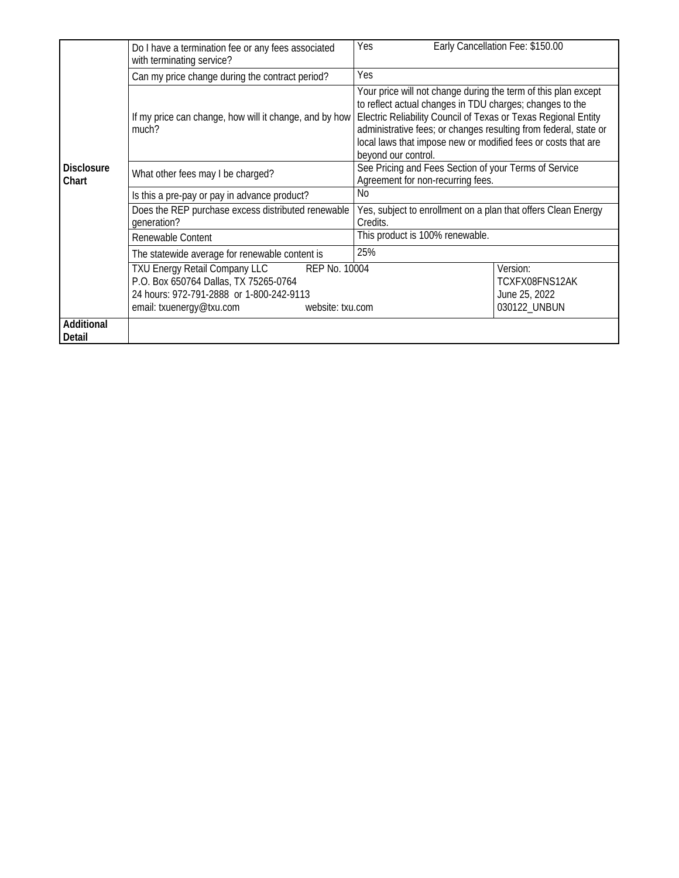| | | | |
|---|---|---|---|
| **Disclosure Chart** | Do I have a termination fee or any fees associated with terminating service? | Yes Early Cancellation Fee: $150.00 | |
| | Can my price change during the contract period? | Yes | |
| | If my price can change, how will it change, and by how much? | Your price will not change during the term of this plan except to reflect actual changes in TDU charges; changes to the Electric Reliability Council of Texas or Texas Regional Entity administrative fees; or changes resulting from federal, state or local laws that impose new or modified fees or costs that are beyond our control. | |
| | What other fees may I be charged? | See Pricing and Fees Section of your Terms of Service Agreement for non-recurring fees. | |
| | Is this a pre-pay or pay in advance product? | No | |
| | Does the REP purchase excess distributed renewable generation? | Yes, subject to enrollment on a plan that offers Clean Energy Credits. | |
| | Renewable Content | This product is 100% renewable. | |
| | The statewide average for renewable content is | 25% | |
| | TXU Energy Retail Company LLC REP No. 10004<br>P.O. Box 650764 Dallas, TX 75265-0764<br>24 hours: 972-791-2888 or 1-800-242-9113<br>email: txuenergy@txu.com website: txu.com | | Version:<br>TCXFX08FNS12AK<br>June 25, 2022<br>030122_UNBUN |
| **Additional Detail** | | | |